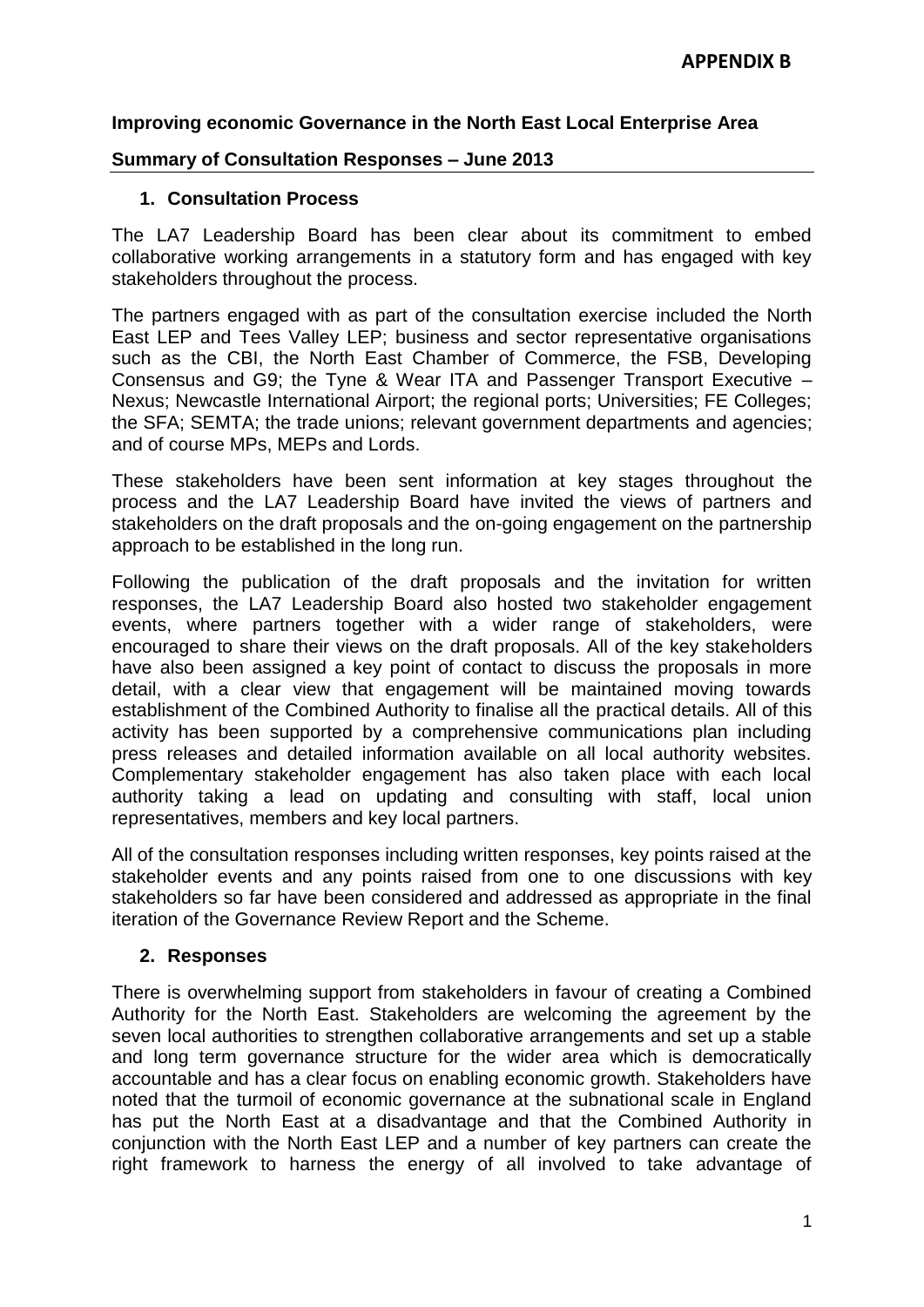**APPENDIX B**

**Improving economic Governance in the North East Local Enterprise Area**

**Summary of Consultation Responses – June 2013**

## 1. Consultation Process

The LA7 Leadership Board has been clear about its commitment to embed collaborative working arrangements in a statutory form and has engaged with key stakeholders throughout the process.

The partners engaged with as part of the consultation exercise included the North East LEP and Tees Valley LEP; business and sector representative organisations such as the CBI, the North East Chamber of Commerce, the FSB, Developing Consensus and G9; the Tyne & Wear ITA and Passenger Transport Executive – Nexus; Newcastle International Airport; the regional ports; Universities; FE Colleges; the SFA; SEMTA; the trade unions; relevant government departments and agencies; and of course MPs, MEPs and Lords.

These stakeholders have been sent information at key stages throughout the process and the LA7 Leadership Board have invited the views of partners and stakeholders on the draft proposals and the on-going engagement on the partnership approach to be established in the long run.

Following the publication of the draft proposals and the invitation for written responses, the LA7 Leadership Board also hosted two stakeholder engagement events, where partners together with a wider range of stakeholders, were encouraged to share their views on the draft proposals. All of the key stakeholders have also been assigned a key point of contact to discuss the proposals in more detail, with a clear view that engagement will be maintained moving towards establishment of the Combined Authority to finalise all the practical details. All of this activity has been supported by a comprehensive communications plan including press releases and detailed information available on all local authority websites. Complementary stakeholder engagement has also taken place with each local authority taking a lead on updating and consulting with staff, local union representatives, members and key local partners.

All of the consultation responses including written responses, key points raised at the stakeholder events and any points raised from one to one discussions with key stakeholders so far have been considered and addressed as appropriate in the final iteration of the Governance Review Report and the Scheme.

## 2. Responses

There is overwhelming support from stakeholders in favour of creating a Combined Authority for the North East. Stakeholders are welcoming the agreement by the seven local authorities to strengthen collaborative arrangements and set up a stable and long term governance structure for the wider area which is democratically accountable and has a clear focus on enabling economic growth. Stakeholders have noted that the turmoil of economic governance at the subnational scale in England has put the North East at a disadvantage and that the Combined Authority in conjunction with the North East LEP and a number of key partners can create the right framework to harness the energy of all involved to take advantage of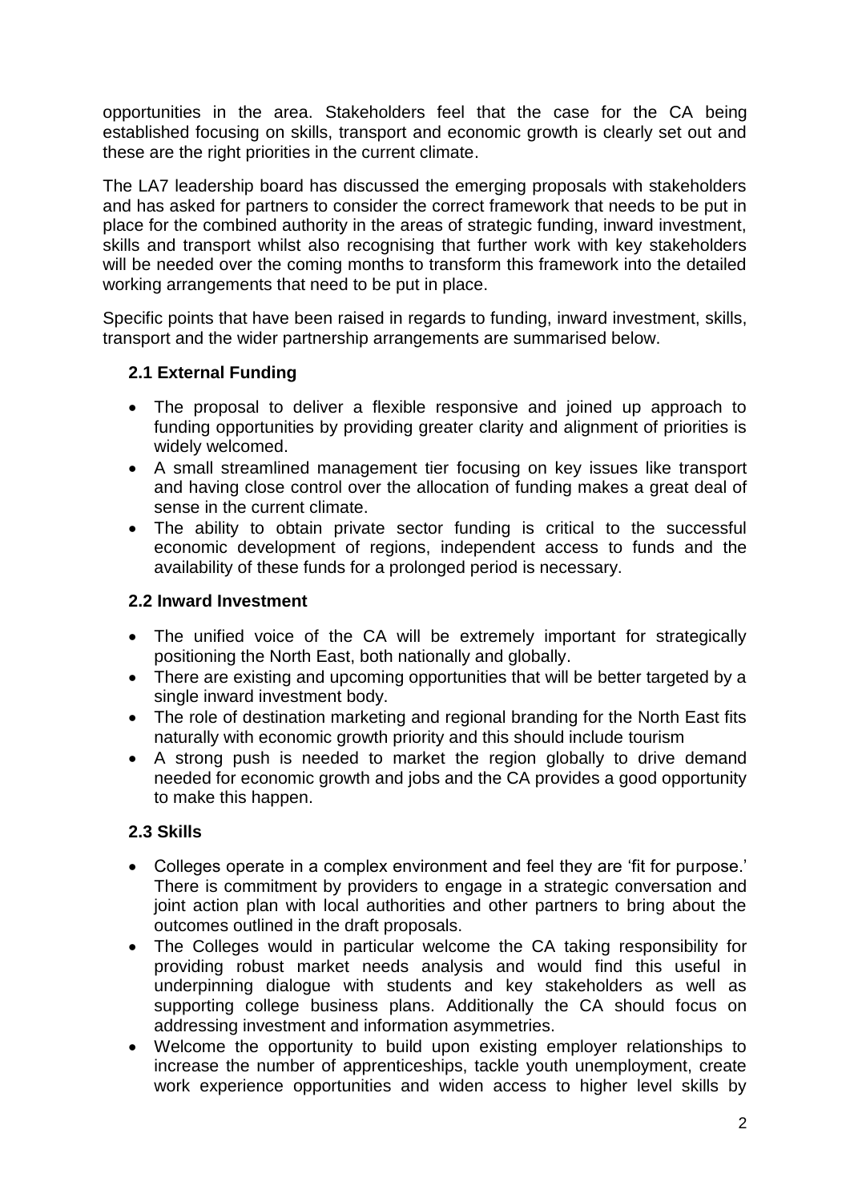opportunities in the area. Stakeholders feel that the case for the CA being established focusing on skills, transport and economic growth is clearly set out and these are the right priorities in the current climate.

The LA7 leadership board has discussed the emerging proposals with stakeholders and has asked for partners to consider the correct framework that needs to be put in place for the combined authority in the areas of strategic funding, inward investment, skills and transport whilst also recognising that further work with key stakeholders will be needed over the coming months to transform this framework into the detailed working arrangements that need to be put in place.

Specific points that have been raised in regards to funding, inward investment, skills, transport and the wider partnership arrangements are summarised below.

### 2.1 External Funding

- The proposal to deliver a flexible responsive and joined up approach to funding opportunities by providing greater clarity and alignment of priorities is widely welcomed.
- A small streamlined management tier focusing on key issues like transport and having close control over the allocation of funding makes a great deal of sense in the current climate.
- The ability to obtain private sector funding is critical to the successful economic development of regions, independent access to funds and the availability of these funds for a prolonged period is necessary.

### 2.2 Inward Investment

- The unified voice of the CA will be extremely important for strategically positioning the North East, both nationally and globally.
- There are existing and upcoming opportunities that will be better targeted by a single inward investment body.
- The role of destination marketing and regional branding for the North East fits naturally with economic growth priority and this should include tourism
- A strong push is needed to market the region globally to drive demand needed for economic growth and jobs and the CA provides a good opportunity to make this happen.

### 2.3 Skills

- Colleges operate in a complex environment and feel they are 'fit for purpose.' There is commitment by providers to engage in a strategic conversation and joint action plan with local authorities and other partners to bring about the outcomes outlined in the draft proposals.
- The Colleges would in particular welcome the CA taking responsibility for providing robust market needs analysis and would find this useful in underpinning dialogue with students and key stakeholders as well as supporting college business plans. Additionally the CA should focus on addressing investment and information asymmetries.
- Welcome the opportunity to build upon existing employer relationships to increase the number of apprenticeships, tackle youth unemployment, create work experience opportunities and widen access to higher level skills by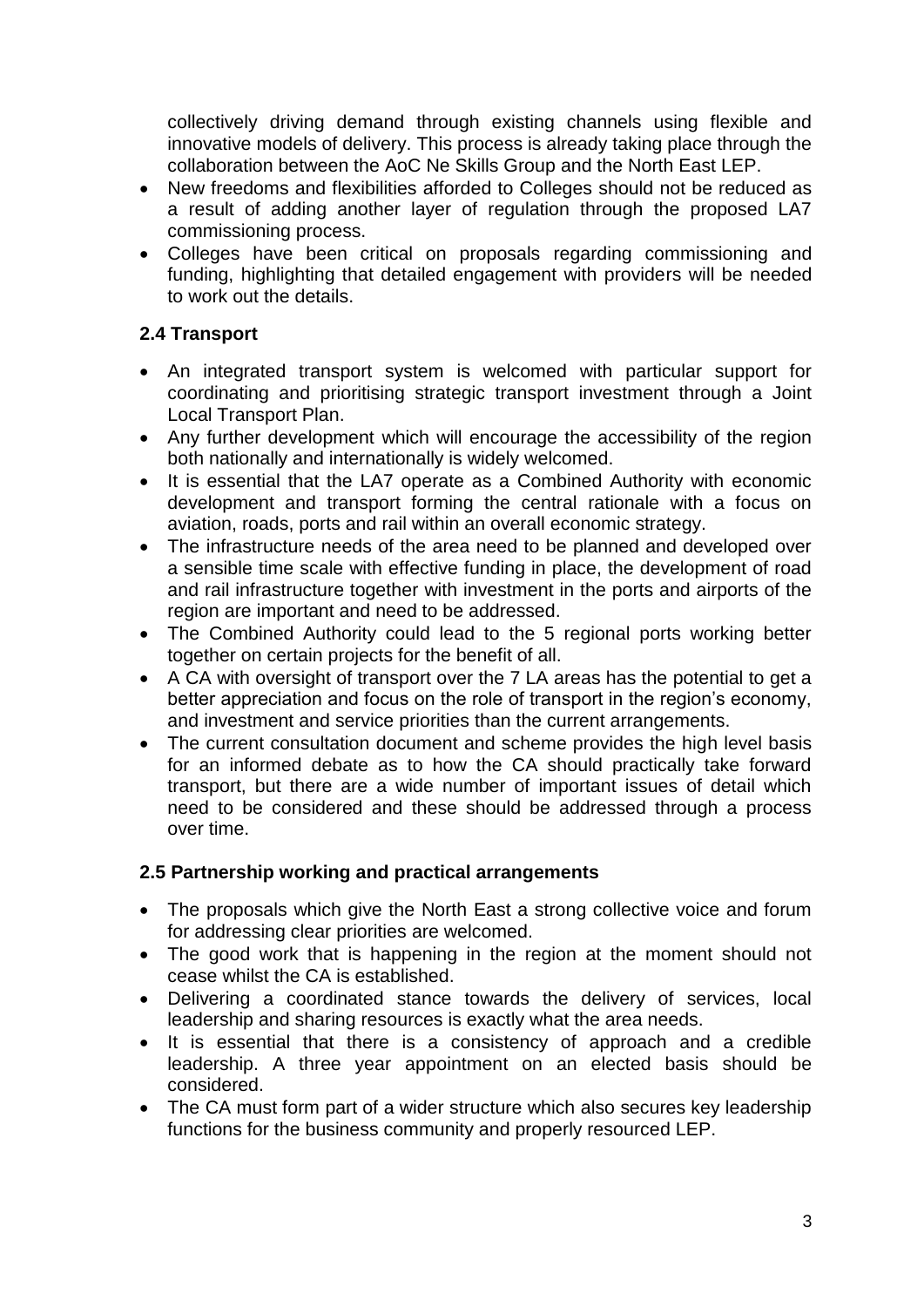collectively driving demand through existing channels using flexible and innovative models of delivery. This process is already taking place through the collaboration between the AoC Ne Skills Group and the North East LEP.

- New freedoms and flexibilities afforded to Colleges should not be reduced as a result of adding another layer of regulation through the proposed LA7 commissioning process.
- Colleges have been critical on proposals regarding commissioning and funding, highlighting that detailed engagement with providers will be needed to work out the details.

### 2.4 Transport

- An integrated transport system is welcomed with particular support for coordinating and prioritising strategic transport investment through a Joint Local Transport Plan.
- Any further development which will encourage the accessibility of the region both nationally and internationally is widely welcomed.
- It is essential that the LA7 operate as a Combined Authority with economic development and transport forming the central rationale with a focus on aviation, roads, ports and rail within an overall economic strategy.
- The infrastructure needs of the area need to be planned and developed over a sensible time scale with effective funding in place, the development of road and rail infrastructure together with investment in the ports and airports of the region are important and need to be addressed.
- The Combined Authority could lead to the 5 regional ports working better together on certain projects for the benefit of all.
- A CA with oversight of transport over the 7 LA areas has the potential to get a better appreciation and focus on the role of transport in the region's economy, and investment and service priorities than the current arrangements.
- The current consultation document and scheme provides the high level basis for an informed debate as to how the CA should practically take forward transport, but there are a wide number of important issues of detail which need to be considered and these should be addressed through a process over time.

### 2.5 Partnership working and practical arrangements

- The proposals which give the North East a strong collective voice and forum for addressing clear priorities are welcomed.
- The good work that is happening in the region at the moment should not cease whilst the CA is established.
- Delivering a coordinated stance towards the delivery of services, local leadership and sharing resources is exactly what the area needs.
- It is essential that there is a consistency of approach and a credible leadership. A three year appointment on an elected basis should be considered.
- The CA must form part of a wider structure which also secures key leadership functions for the business community and properly resourced LEP.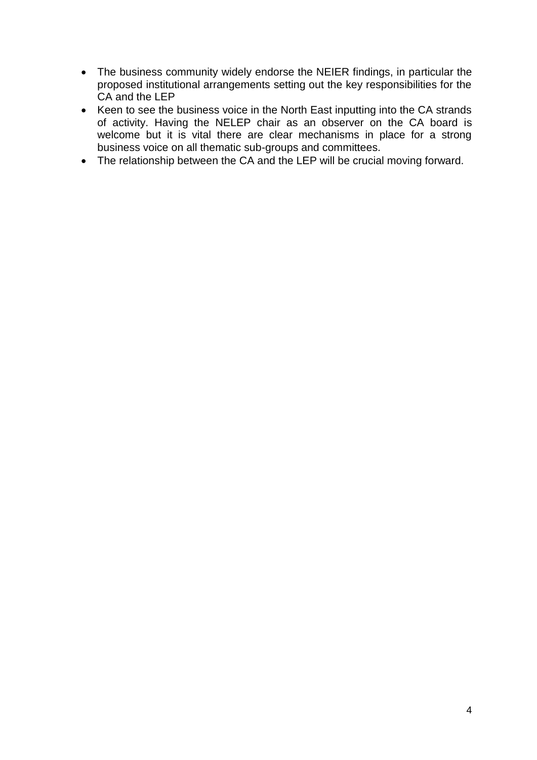- The business community widely endorse the NEIER findings, in particular the proposed institutional arrangements setting out the key responsibilities for the CA and the LEP
- Keen to see the business voice in the North East inputting into the CA strands of activity. Having the NELEP chair as an observer on the CA board is welcome but it is vital there are clear mechanisms in place for a strong business voice on all thematic sub-groups and committees.
- The relationship between the CA and the LEP will be crucial moving forward.